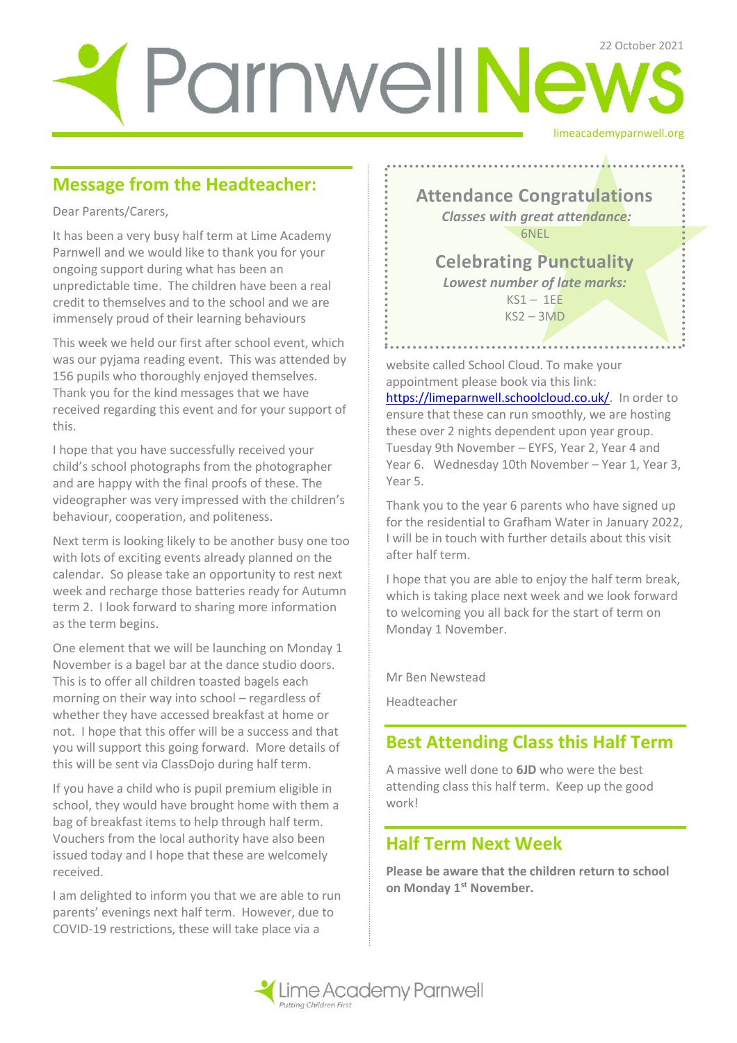# Parnwell News

22 October 2021

limeacademyparnwell.org

## Message from the Headteacher:

Dear Parents/Carers,

It has been a very busy half term at Lime Academy Parnwell and we would like to thank you for your ongoing support during what has been an unpredictable time. The children have been a real credit to themselves and to the school and we are immensely proud of their learning behaviours

This week we held our first after school event, which was our pyjama reading event. This was attended by 156 pupils who thoroughly enjoyed themselves. Thank you for the kind messages that we have received regarding this event and for your support of this.

I hope that you have successfully received your child's school photographs from the photographer and are happy with the final proofs of these. The videographer was very impressed with the children's behaviour, cooperation, and politeness.

Next term is looking likely to be another busy one too with lots of exciting events already planned on the calendar. So please take an opportunity to rest next week and recharge those batteries ready for Autumn term 2. I look forward to sharing more information as the term begins.

One element that we will be launching on Monday 1 November is a bagel bar at the dance studio doors. This is to offer all children toasted bagels each morning on their way into school – regardless of whether they have accessed breakfast at home or not. I hope that this offer will be a success and that you will support this going forward. More details of this will be sent via ClassDojo during half term.

If you have a child who is pupil premium eligible in school, they would have brought home with them a bag of breakfast items to help through half term. Vouchers from the local authority have also been issued today and I hope that these are welcomely received.

I am delighted to inform you that we are able to run parents' evenings next half term. However, due to COVID-19 restrictions, these will take place via a website called School Cloud. To make your appointment please book via this link: https://limeparnwell.schoolcloud.co.uk/. In order to ensure that these can run smoothly, we are hosting these over 2 nights dependent upon year group. Tuesday 9th November – EYFS, Year 2, Year 4 and Year 6. Wednesday 10th November – Year 1, Year 3, Year 5.

Thank you to the year 6 parents who have signed up for the residential to Grafham Water in January 2022, I will be in touch with further details about this visit after half term.

I hope that you are able to enjoy the half term break, which is taking place next week and we look forward to welcoming you all back for the start of term on Monday 1 November.

Mr Ben Newstead

Headteacher

## Attendance Congratulations

*Classes with great attendance:*

6NEL

## Celebrating Punctuality

*Lowest number of late marks:*

KS1 – 1EE

KS2 – 3MD

## Best Attending Class this Half Term

A massive well done to **6JD** who were the best attending class this half term. Keep up the good work!

## Half Term Next Week

**Please be aware that the children return to school on Monday 1st November.**

Lime Academy Parnwell

*Putting Children First*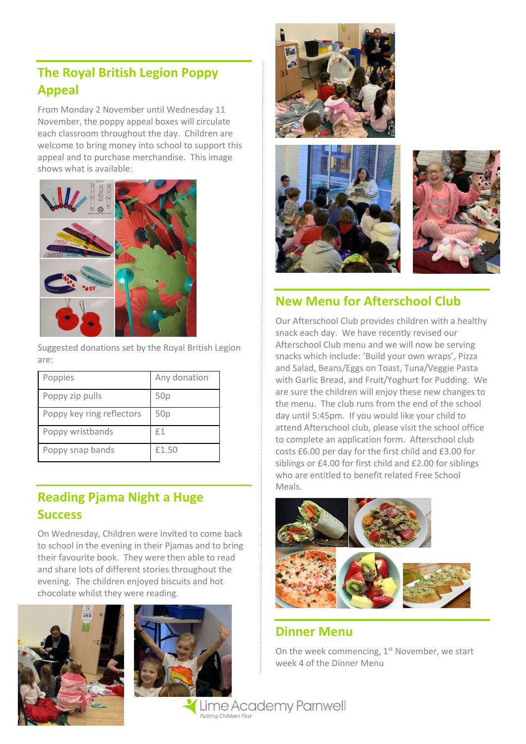## The Royal British Legion Poppy Appeal

From Monday 2 November until Wednesday 11 November, the poppy appeal boxes will circulate each classroom throughout the day. Children are welcome to bring money into school to support this appeal and to purchase merchandise. This image shows what is available:

Suggested donations set by the Royal British Legion are:

| Poppies | Any donation |
|---|---|
| Poppy zip pulls | 50p |
| Poppy key ring reflectors | 50p |
| Poppy wristbands | £1 |
| Poppy snap bands | £1.50 |

## Reading Pjama Night a Huge Success

On Wednesday, Children were invited to come back to school in the evening in their Pjamas and to bring their favourite book. They were then able to read and share lots of different stories throughout the evening. The children enjoyed biscuits and hot chocolate whilst they were reading.

## New Menu for Afterschool Club

Our Afterschool Club provides children with a healthy snack each day. We have recently revised our Afterschool Club menu and we will now be serving snacks which include: 'Build your own wraps', Pizza and Salad, Beans/Eggs on Toast, Tuna/Veggie Pasta with Garlic Bread, and Fruit/Yoghurt for Pudding. We are sure the children will enjoy these new changes to the menu. The club runs from the end of the school day until 5:45pm. If you would like your child to attend Afterschool club, please visit the school office to complete an application form. Afterschool club costs £6.00 per day for the first child and £3.00 for siblings or £4.00 for first child and £2.00 for siblings who are entitled to benefit related Free School Meals.

## Dinner Menu

On the week commencing, 1st November, we start week 4 of the Dinner Menu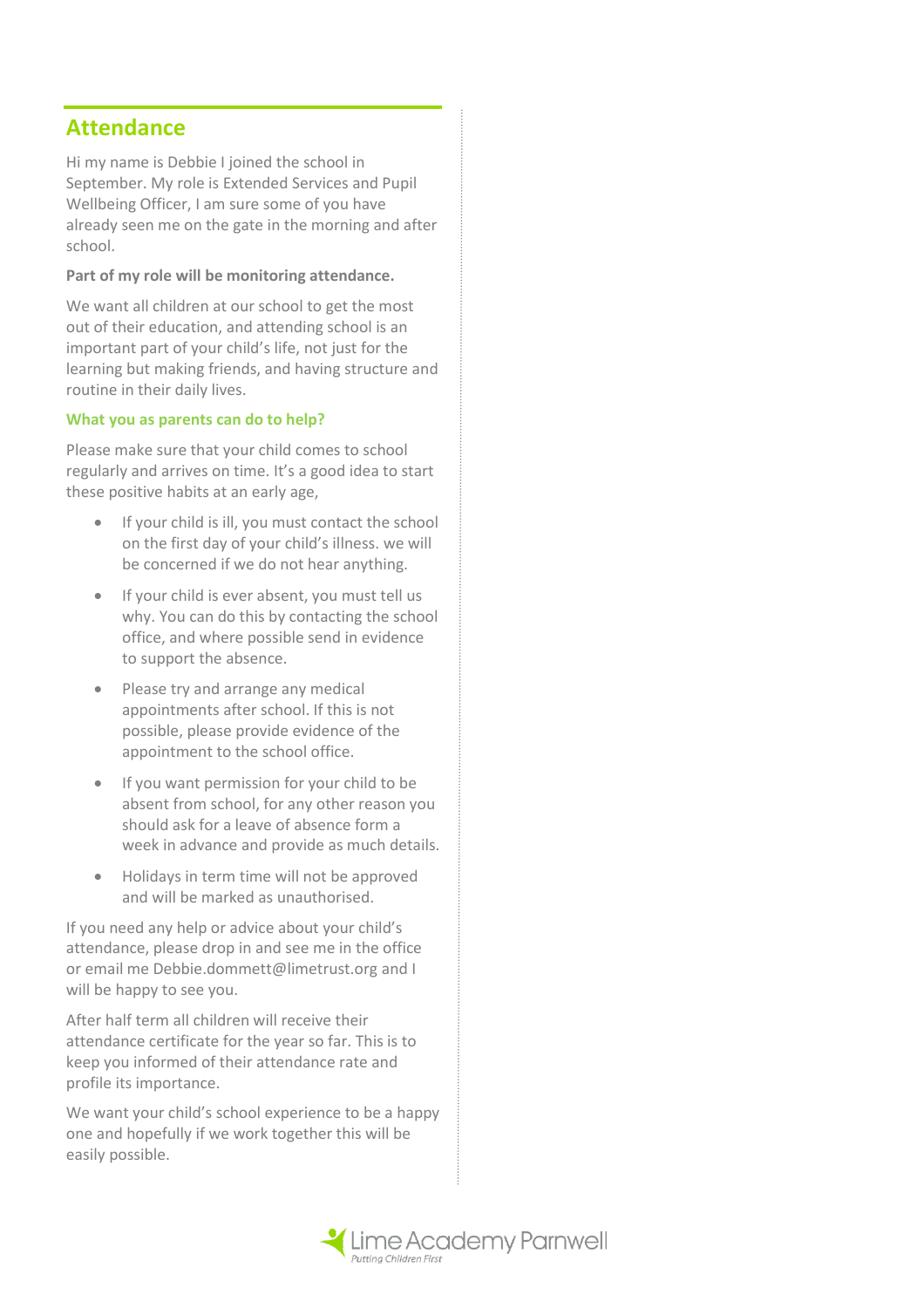## Attendance

Hi my name is Debbie I joined the school in September. My role is Extended Services and Pupil Wellbeing Officer, I am sure some of you have already seen me on the gate in the morning and after school.

**Part of my role will be monitoring attendance.**

We want all children at our school to get the most out of their education, and attending school is an important part of your child's life, not just for the learning but making friends, and having structure and routine in their daily lives.

### What you as parents can do to help?

Please make sure that your child comes to school regularly and arrives on time. It's a good idea to start these positive habits at an early age,

- If your child is ill, you must contact the school on the first day of your child's illness. we will be concerned if we do not hear anything.
- If your child is ever absent, you must tell us why. You can do this by contacting the school office, and where possible send in evidence to support the absence.
- Please try and arrange any medical appointments after school. If this is not possible, please provide evidence of the appointment to the school office.
- If you want permission for your child to be absent from school, for any other reason you should ask for a leave of absence form a week in advance and provide as much details.
- Holidays in term time will not be approved and will be marked as unauthorised.

If you need any help or advice about your child's attendance, please drop in and see me in the office or email me Debbie.dommett@limetrust.org and I will be happy to see you.

After half term all children will receive their attendance certificate for the year so far. This is to keep you informed of their attendance rate and profile its importance.

We want your child's school experience to be a happy one and hopefully if we work together this will be easily possible.